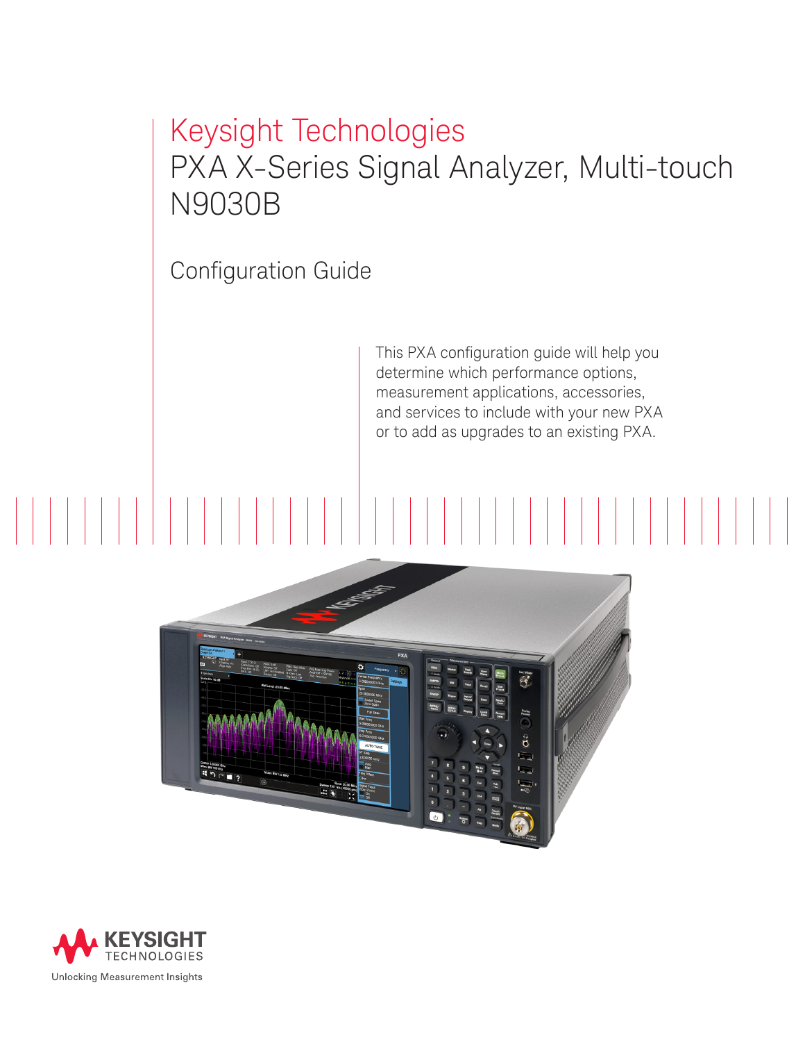# Keysight Technologies

# PXA X-Series Signal Analyzer, Multi-touch N9030B

## Configuration Guide

This PXA configuration guide will help you determine which performance options, measurement applications, accessories, and services to include with your new PXA or to add as upgrades to an existing PXA.

KEYSIGHT TECHNOLOGIES

Unlocking Measurement Insights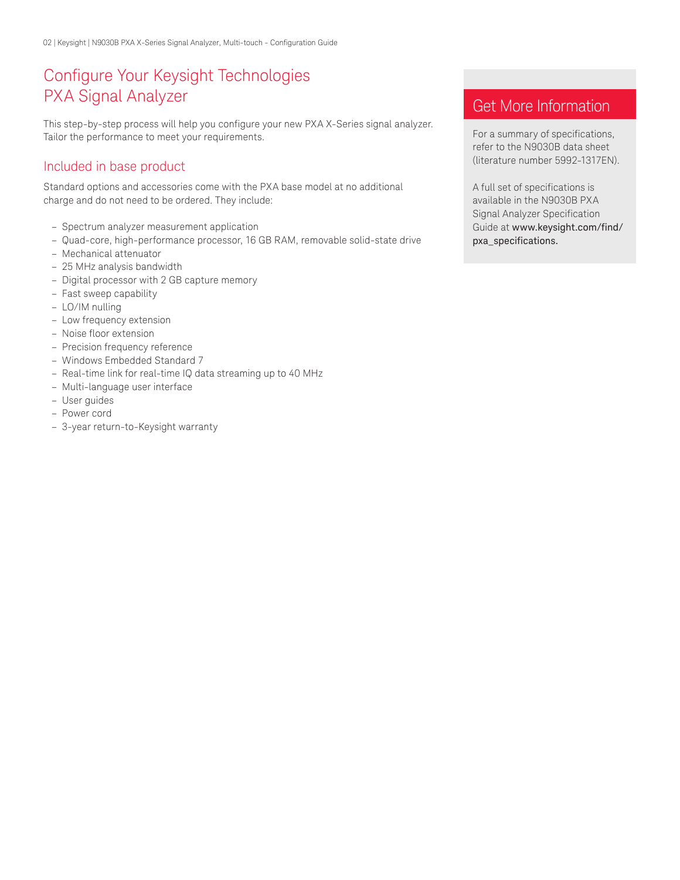# Configure Your Keysight Technologies PXA Signal Analyzer

This step-by-step process will help you configure your new PXA X-Series signal analyzer. Tailor the performance to meet your requirements.

## Included in base product

Standard options and accessories come with the PXA base model at no additional charge and do not need to be ordered. They include:

- Spectrum analyzer measurement application
- Quad-core, high-performance processor, 16 GB RAM, removable solid-state drive
- Mechanical attenuator
- 25 MHz analysis bandwidth
- Digital processor with 2 GB capture memory
- Fast sweep capability
- LO/IM nulling
- Low frequency extension
- Noise floor extension
- Precision frequency reference
- Windows Embedded Standard 7
- Real-time link for real-time IQ data streaming up to 40 MHz
- Multi-language user interface
- User guides
- Power cord
- 3-year return-to-Keysight warranty

## Get More Information

For a summary of specifications, refer to the N9030B data sheet (literature number 5992-1317EN).

A full set of specifications is available in the N9030B PXA Signal Analyzer Specification Guide at **www.keysight.com/find/pxa_specifications.**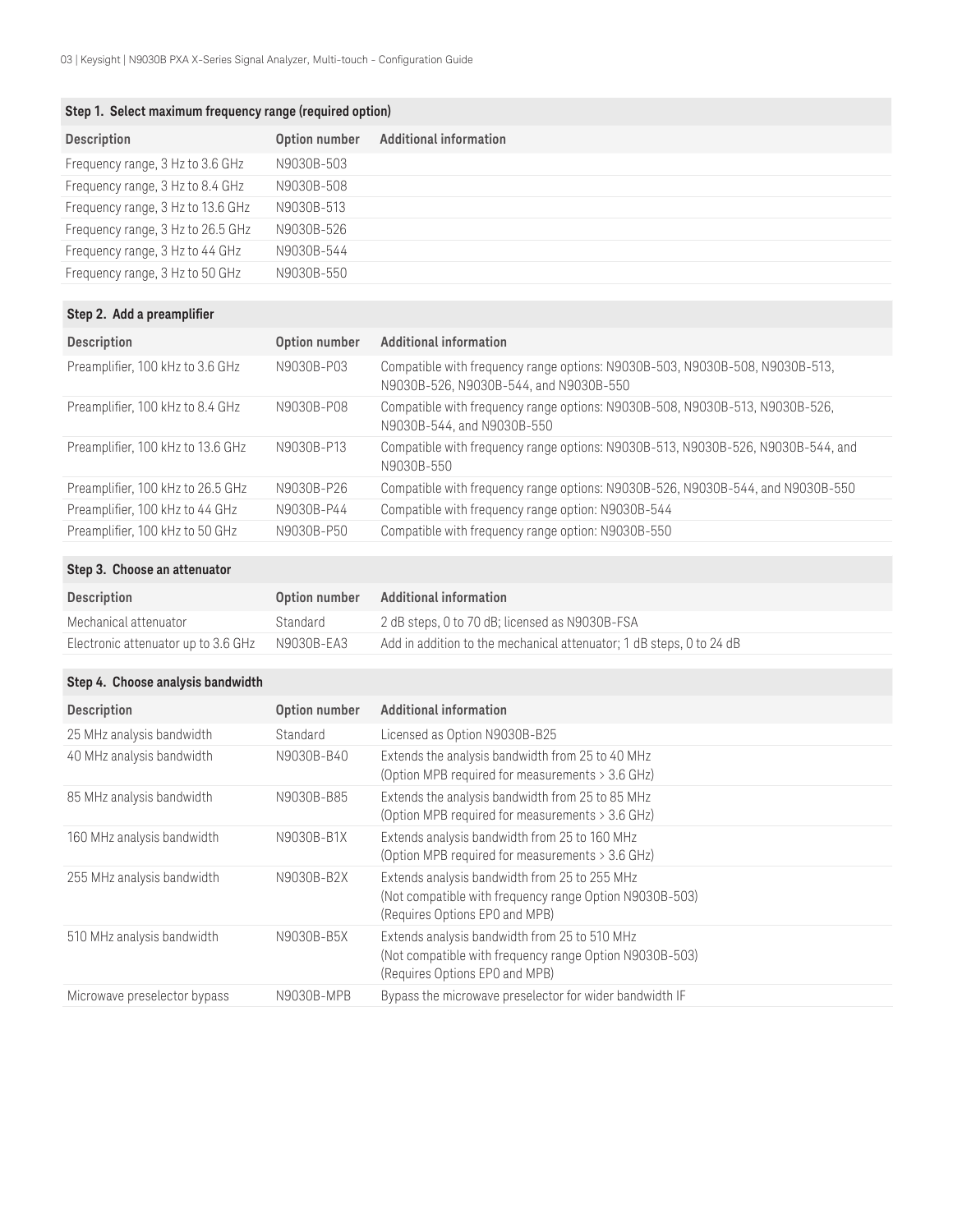## Step 1. Select maximum frequency range (required option)

| Description | Option number | Additional information |
| --- | --- | --- |
| Frequency range, 3 Hz to 3.6 GHz | N9030B-503 | |
| Frequency range, 3 Hz to 8.4 GHz | N9030B-508 | |
| Frequency range, 3 Hz to 13.6 GHz | N9030B-513 | |
| Frequency range, 3 Hz to 26.5 GHz | N9030B-526 | |
| Frequency range, 3 Hz to 44 GHz | N9030B-544 | |
| Frequency range, 3 Hz to 50 GHz | N9030B-550 | |

## Step 2. Add a preamplifier

| Description | Option number | Additional information |
| --- | --- | --- |
| Preamplifier, 100 kHz to 3.6 GHz | N9030B-P03 | Compatible with frequency range options: N9030B-503, N9030B-508, N9030B-513, N9030B-526, N9030B-544, and N9030B-550 |
| Preamplifier, 100 kHz to 8.4 GHz | N9030B-P08 | Compatible with frequency range options: N9030B-508, N9030B-513, N9030B-526, N9030B-544, and N9030B-550 |
| Preamplifier, 100 kHz to 13.6 GHz | N9030B-P13 | Compatible with frequency range options: N9030B-513, N9030B-526, N9030B-544, and N9030B-550 |
| Preamplifier, 100 kHz to 26.5 GHz | N9030B-P26 | Compatible with frequency range options: N9030B-526, N9030B-544, and N9030B-550 |
| Preamplifier, 100 kHz to 44 GHz | N9030B-P44 | Compatible with frequency range option: N9030B-544 |
| Preamplifier, 100 kHz to 50 GHz | N9030B-P50 | Compatible with frequency range option: N9030B-550 |

## Step 3. Choose an attenuator

| Description | Option number | Additional information |
| --- | --- | --- |
| Mechanical attenuator | Standard | 2 dB steps, 0 to 70 dB; licensed as N9030B-FSA |
| Electronic attenuator up to 3.6 GHz | N9030B-EA3 | Add in addition to the mechanical attenuator; 1 dB steps, 0 to 24 dB |

## Step 4. Choose analysis bandwidth

| Description | Option number | Additional information |
| --- | --- | --- |
| 25 MHz analysis bandwidth | Standard | Licensed as Option N9030B-B25 |
| 40 MHz analysis bandwidth | N9030B-B40 | Extends the analysis bandwidth from 25 to 40 MHz (Option MPB required for measurements > 3.6 GHz) |
| 85 MHz analysis bandwidth | N9030B-B85 | Extends the analysis bandwidth from 25 to 85 MHz (Option MPB required for measurements > 3.6 GHz) |
| 160 MHz analysis bandwidth | N9030B-B1X | Extends analysis bandwidth from 25 to 160 MHz (Option MPB required for measurements > 3.6 GHz) |
| 255 MHz analysis bandwidth | N9030B-B2X | Extends analysis bandwidth from 25 to 255 MHz (Not compatible with frequency range Option N9030B-503) (Requires Options EP0 and MPB) |
| 510 MHz analysis bandwidth | N9030B-B5X | Extends analysis bandwidth from 25 to 510 MHz (Not compatible with frequency range Option N9030B-503) (Requires Options EP0 and MPB) |
| Microwave preselector bypass | N9030B-MPB | Bypass the microwave preselector for wider bandwidth IF |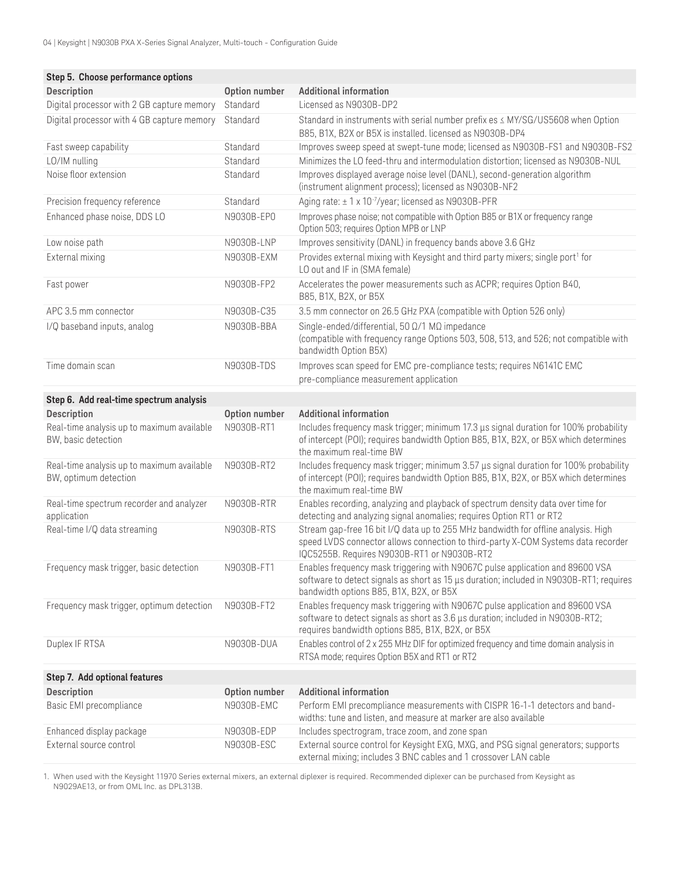### Step 5. Choose performance options

| Description | Option number | Additional information |
|---|---|---|
| Digital processor with 2 GB capture memory | Standard | Licensed as N9030B-DP2 |
| Digital processor with 4 GB capture memory | Standard | Standard in instruments with serial number prefix es ≤ MY/SG/US5608 when Option B85, B1X, B2X or B5X is installed. licensed as N9030B-DP4 |
| Fast sweep capability | Standard | Improves sweep speed at swept-tune mode; licensed as N9030B-FS1 and N9030B-FS2 |
| LO/IM nulling | Standard | Minimizes the LO feed-thru and intermodulation distortion; licensed as N9030B-NUL |
| Noise floor extension | Standard | Improves displayed average noise level (DANL), second-generation algorithm (instrument alignment process); licensed as N9030B-NF2 |
| Precision frequency reference | Standard | Aging rate: ± 1 x $10^{-7}$/year; licensed as N9030B-PFR |
| Enhanced phase noise, DDS LO | N9030B-EP0 | Improves phase noise; not compatible with Option B85 or B1X or frequency range Option 503; requires Option MPB or LNP |
| Low noise path | N9030B-LNP | Improves sensitivity (DANL) in frequency bands above 3.6 GHz |
| External mixing | N9030B-EXM | Provides external mixing with Keysight and third party mixers; single port[1] for LO out and IF in (SMA female) |
| Fast power | N9030B-FP2 | Accelerates the power measurements such as ACPR; requires Option B40, B85, B1X, B2X, or B5X |
| APC 3.5 mm connector | N9030B-C35 | 3.5 mm connector on 26.5 GHz PXA (compatible with Option 526 only) |
| I/Q baseband inputs, analog | N9030B-BBA | Single-ended/differential, 50 Ω/1 MΩ impedance (compatible with frequency range Options 503, 508, 513, and 526; not compatible with bandwidth Option B5X) |
| Time domain scan | N9030B-TDS | Improves scan speed for EMC pre-compliance tests; requires N6141C EMC pre-compliance measurement application |

### Step 6. Add real-time spectrum analysis

| Description | Option number | Additional information |
|---|---|---|
| Real-time analysis up to maximum available BW, basic detection | N9030B-RT1 | Includes frequency mask trigger; minimum 17.3 µs signal duration for 100% probability of intercept (POI); requires bandwidth Option B85, B1X, B2X, or B5X which determines the maximum real-time BW |
| Real-time analysis up to maximum available BW, optimum detection | N9030B-RT2 | Includes frequency mask trigger; minimum 3.57 µs signal duration for 100% probability of intercept (POI); requires bandwidth Option B85, B1X, B2X, or B5X which determines the maximum real-time BW |
| Real-time spectrum recorder and analyzer application | N9030B-RTR | Enables recording, analyzing and playback of spectrum density data over time for detecting and analyzing signal anomalies; requires Option RT1 or RT2 |
| Real-time I/Q data streaming | N9030B-RTS | Stream gap-free 16 bit I/Q data up to 255 MHz bandwidth for offline analysis. High speed LVDS connector allows connection to third-party X-COM Systems data recorder IQC5255B. Requires N9030B-RT1 or N9030B-RT2 |
| Frequency mask trigger, basic detection | N9030B-FT1 | Enables frequency mask triggering with N9067C pulse application and 89600 VSA software to detect signals as short as 15 µs duration; included in N9030B-RT1; requires bandwidth options B85, B1X, B2X, or B5X |
| Frequency mask trigger, optimum detection | N9030B-FT2 | Enables frequency mask triggering with N9067C pulse application and 89600 VSA software to detect signals as short as 3.6 µs duration; included in N9030B-RT2; requires bandwidth options B85, B1X, B2X, or B5X |
| Duplex IF RTSA | N9030B-DUA | Enables control of 2 x 255 MHz DIF for optimized frequency and time domain analysis in RTSA mode; requires Option B5X and RT1 or RT2 |

### Step 7. Add optional features

| Description | Option number | Additional information |
|---|---|---|
| Basic EMI precompliance | N9030B-EMC | Perform EMI precompliance measurements with CISPR 16-1-1 detectors and band-widths: tune and listen, and measure at marker are also available |
| Enhanced display package | N9030B-EDP | Includes spectrogram, trace zoom, and zone span |
| External source control | N9030B-ESC | External source control for Keysight EXG, MXG, and PSG signal generators; supports external mixing; includes 3 BNC cables and 1 crossover LAN cable |

1. When used with the Keysight 11970 Series external mixers, an external diplexer is required. Recommended diplexer can be purchased from Keysight as N9029AE13, or from OML Inc. as DPL313B.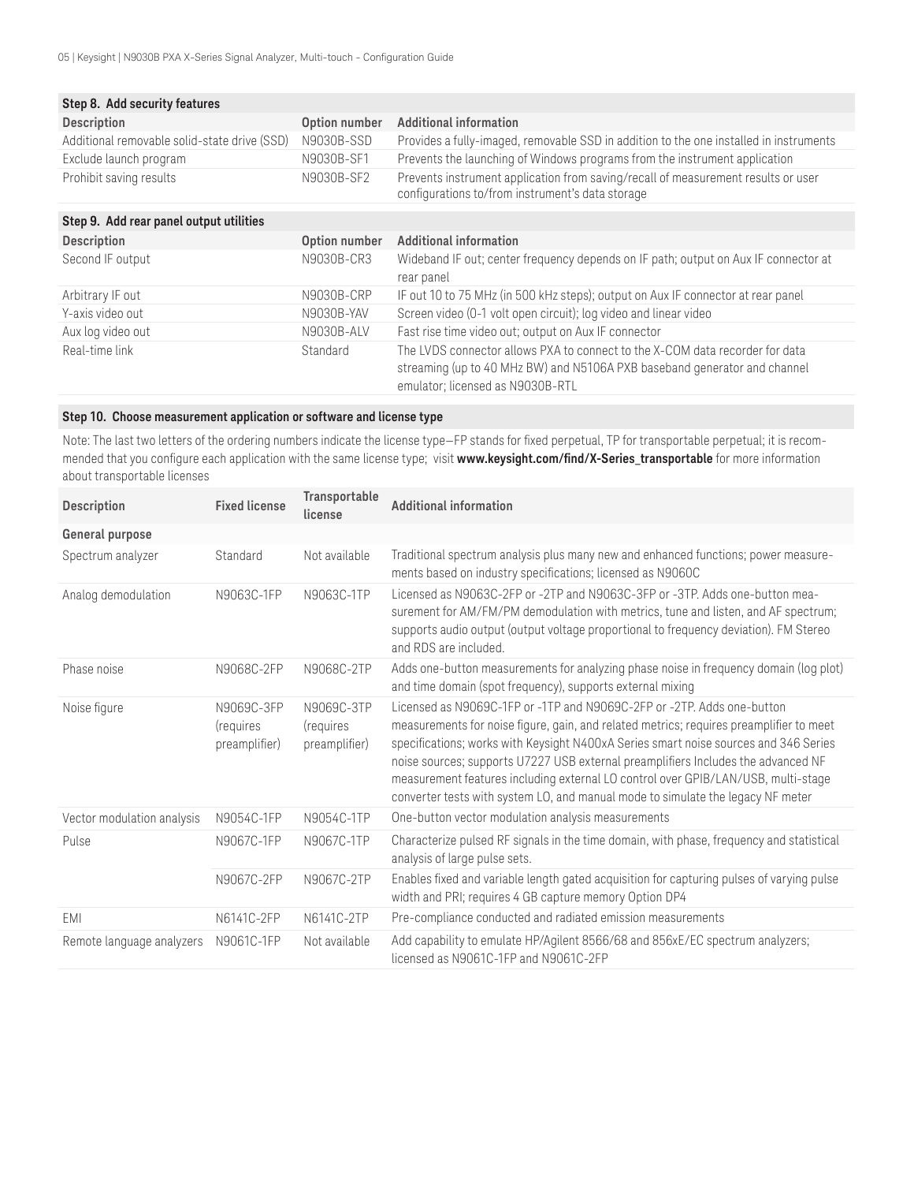### Step 8. Add security features

| Description | Option number | Additional information |
| --- | --- | --- |
| Additional removable solid-state drive (SSD) | N9030B-SSD | Provides a fully-imaged, removable SSD in addition to the one installed in instruments |
| Exclude launch program | N9030B-SF1 | Prevents the launching of Windows programs from the instrument application |
| Prohibit saving results | N9030B-SF2 | Prevents instrument application from saving/recall of measurement results or user configurations to/from instrument's data storage |

### Step 9. Add rear panel output utilities

| Description | Option number | Additional information |
| --- | --- | --- |
| Second IF output | N9030B-CR3 | Wideband IF out; center frequency depends on IF path; output on Aux IF connector at rear panel |
| Arbitrary IF out | N9030B-CRP | IF out 10 to 75 MHz (in 500 kHz steps); output on Aux IF connector at rear panel |
| Y-axis video out | N9030B-YAV | Screen video (0-1 volt open circuit); log video and linear video |
| Aux log video out | N9030B-ALV | Fast rise time video out; output on Aux IF connector |
| Real-time link | Standard | The LVDS connector allows PXA to connect to the X-COM data recorder for data streaming (up to 40 MHz BW) and N5106A PXB baseband generator and channel emulator; licensed as N9030B-RTL |

### Step 10. Choose measurement application or software and license type

Note: The last two letters of the ordering numbers indicate the license type—FP stands for fixed perpetual, TP for transportable perpetual; it is recommended that you configure each application with the same license type; visit **www.keysight.com/find/X-Series_transportable** for more information about transportable licenses

| Description | Fixed license | Transportable license | Additional information |
| --- | --- | --- | --- |
| **General purpose** | | | |
| Spectrum analyzer | Standard | Not available | Traditional spectrum analysis plus many new and enhanced functions; power measurements based on industry specifications; licensed as N9060C |
| Analog demodulation | N9063C-1FP | N9063C-1TP | Licensed as N9063C-2FP or -2TP and N9063C-3FP or -3TP. Adds one-button measurement for AM/FM/PM demodulation with metrics, tune and listen, and AF spectrum; supports audio output (output voltage proportional to frequency deviation). FM Stereo and RDS are included. |
| Phase noise | N9068C-2FP | N9068C-2TP | Adds one-button measurements for analyzing phase noise in frequency domain (log plot) and time domain (spot frequency), supports external mixing |
| Noise figure | N9069C-3FP (requires preamplifier) | N9069C-3TP (requires preamplifier) | Licensed as N9069C-1FP or -1TP and N9069C-2FP or -2TP. Adds one-button measurements for noise figure, gain, and related metrics; requires preamplifier to meet specifications; works with Keysight N400xA Series smart noise sources and 346 Series noise sources; supports U7227 USB external preamplifiers Includes the advanced NF measurement features including external LO control over GPIB/LAN/USB, multi-stage converter tests with system LO, and manual mode to simulate the legacy NF meter |
| Vector modulation analysis | N9054C-1FP | N9054C-1TP | One-button vector modulation analysis measurements |
| Pulse | N9067C-1FP | N9067C-1TP | Characterize pulsed RF signals in the time domain, with phase, frequency and statistical analysis of large pulse sets. |
| | N9067C-2FP | N9067C-2TP | Enables fixed and variable length gated acquisition for capturing pulses of varying pulse width and PRI; requires 4 GB capture memory Option DP4 |
| EMI | N6141C-2FP | N6141C-2TP | Pre-compliance conducted and radiated emission measurements |
| Remote language analyzers | N9061C-1FP | Not available | Add capability to emulate HP/Agilent 8566/68 and 856xE/EC spectrum analyzers; licensed as N9061C-1FP and N9061C-2FP |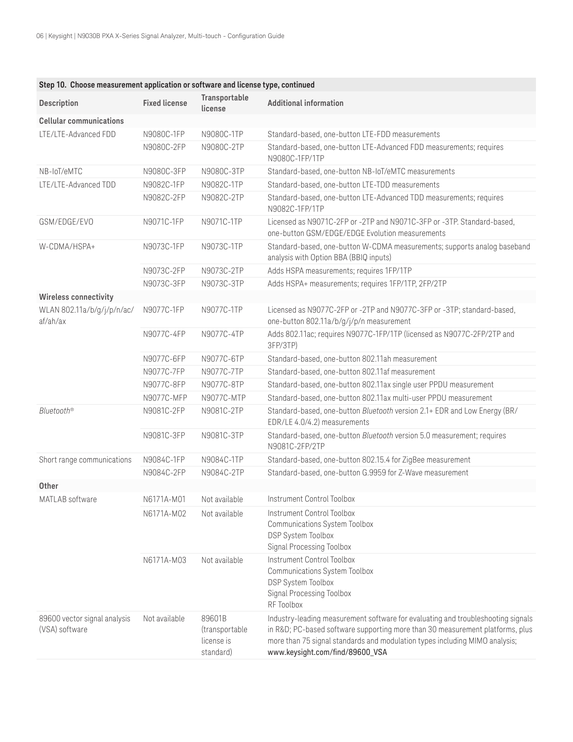| Step 10. Choose measurement application or software and license type, continued | | | |
|---|---|---|---|
| **Description** | **Fixed license** | **Transportable license** | **Additional information** |
| **Cellular communications** | | | |
| LTE/LTE-Advanced FDD | N9080C-1FP | N9080C-1TP | Standard-based, one-button LTE-FDD measurements |
| | N9080C-2FP | N9080C-2TP | Standard-based, one-button LTE-Advanced FDD measurements; requires N9080C-1FP/1TP |
| NB-IoT/eMTC | N9080C-3FP | N9080C-3TP | Standard-based, one-button NB-IoT/eMTC measurements |
| LTE/LTE-Advanced TDD | N9082C-1FP | N9082C-1TP | Standard-based, one-button LTE-TDD measurements |
| | N9082C-2FP | N9082C-2TP | Standard-based, one-button LTE-Advanced TDD measurements; requires N9082C-1FP/1TP |
| GSM/EDGE/EVO | N9071C-1FP | N9071C-1TP | Licensed as N9071C-2FP or -2TP and N9071C-3FP or -3TP. Standard-based, one-button GSM/EDGE/EDGE Evolution measurements |
| W-CDMA/HSPA+ | N9073C-1FP | N9073C-1TP | Standard-based, one-button W-CDMA measurements; supports analog baseband analysis with Option BBA (BBIQ inputs) |
| | N9073C-2FP | N9073C-2TP | Adds HSPA measurements; requires 1FP/1TP |
| | N9073C-3FP | N9073C-3TP | Adds HSPA+ measurements; requires 1FP/1TP, 2FP/2TP |
| **Wireless connectivity** | | | |
| WLAN 802.11a/b/g/j/p/n/ac/af/ah/ax | N9077C-1FP | N9077C-1TP | Licensed as N9077C-2FP or -2TP and N9077C-3FP or -3TP; standard-based, one-button 802.11a/b/g/j/p/n measurement |
| | N9077C-4FP | N9077C-4TP | Adds 802.11ac; requires N9077C-1FP/1TP (licensed as N9077C-2FP/2TP and 3FP/3TP) |
| | N9077C-6FP | N9077C-6TP | Standard-based, one-button 802.11ah measurement |
| | N9077C-7FP | N9077C-7TP | Standard-based, one-button 802.11af measurement |
| | N9077C-8FP | N9077C-8TP | Standard-based, one-button 802.11ax single user PPDU measurement |
| | N9077C-MFP | N9077C-MTP | Standard-based, one-button 802.11ax multi-user PPDU measurement |
| *Bluetooth®* | N9081C-2FP | N9081C-2TP | Standard-based, one-button *Bluetooth* version 2.1+ EDR and Low Energy (BR/EDR/LE 4.0/4.2) measurements |
| | N9081C-3FP | N9081C-3TP | Standard-based, one-button *Bluetooth* version 5.0 measurement; requires N9081C-2FP/2TP |
| Short range communications | N9084C-1FP | N9084C-1TP | Standard-based, one-button 802.15.4 for ZigBee measurement |
| | N9084C-2FP | N9084C-2TP | Standard-based, one-button G.9959 for Z-Wave measurement |
| **Other** | | | |
| MATLAB software | N6171A-M01 | Not available | Instrument Control Toolbox |
| | N6171A-M02 | Not available | Instrument Control Toolbox<br>Communications System Toolbox<br>DSP System Toolbox<br>Signal Processing Toolbox |
| | N6171A-M03 | Not available | Instrument Control Toolbox<br>Communications System Toolbox<br>DSP System Toolbox<br>Signal Processing Toolbox<br>RF Toolbox |
| 89600 vector signal analysis (VSA) software | Not available | 89601B (transportable license is standard) | Industry-leading measurement software for evaluating and troubleshooting signals in R&D; PC-based software supporting more than 30 measurement platforms, plus more than 75 signal standards and modulation types including MIMO analysis; www.keysight.com/find/89600_VSA |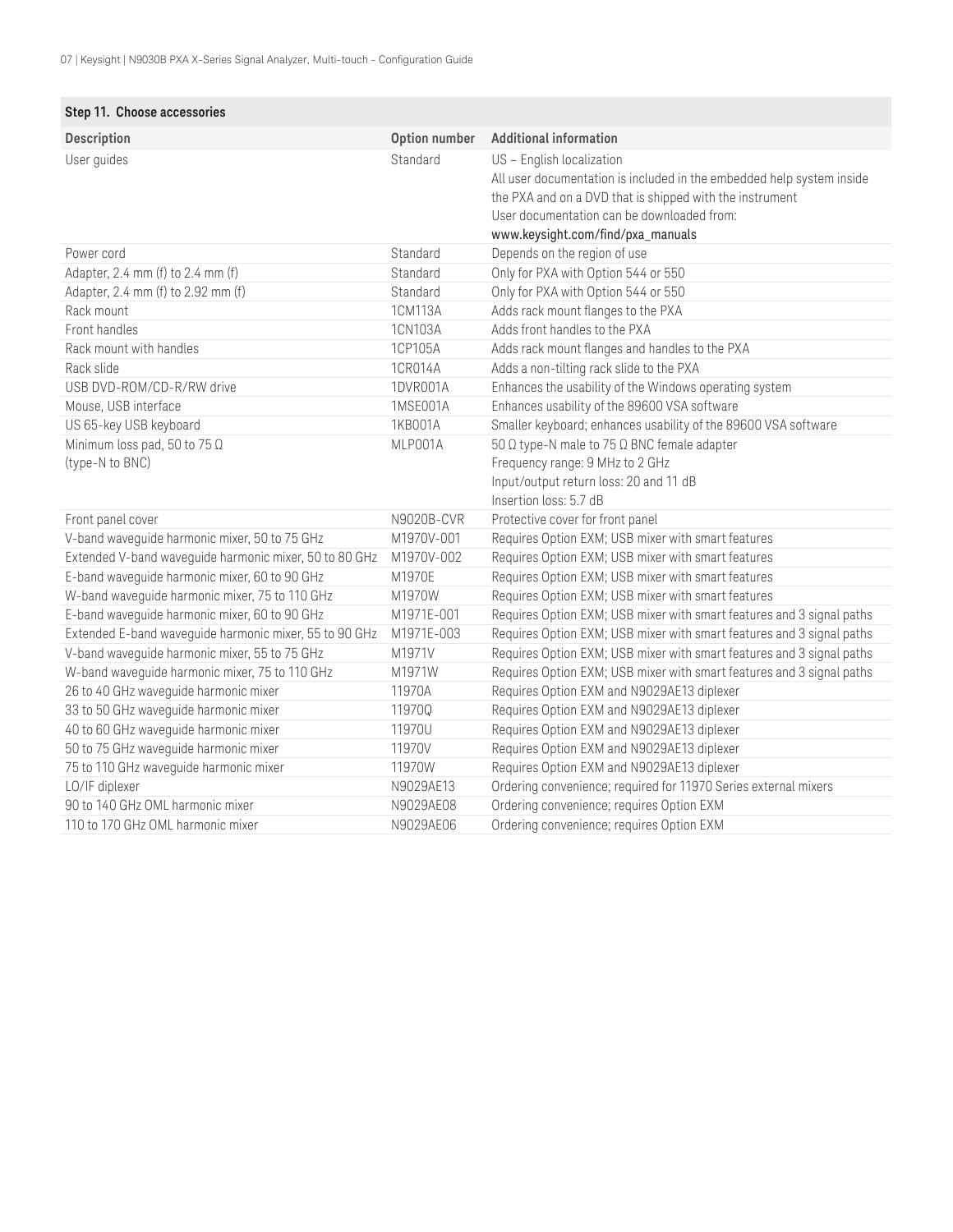## Step 11. Choose accessories

| Description | Option number | Additional information |
|---|---|---|
| User guides | Standard | US – English localization<br>All user documentation is included in the embedded help system inside the PXA and on a DVD that is shipped with the instrument<br>User documentation can be downloaded from:<br>www.keysight.com/find/pxa_manuals |
| Power cord | Standard | Depends on the region of use |
| Adapter, 2.4 mm (f) to 2.4 mm (f) | Standard | Only for PXA with Option 544 or 550 |
| Adapter, 2.4 mm (f) to 2.92 mm (f) | Standard | Only for PXA with Option 544 or 550 |
| Rack mount | 1CM113A | Adds rack mount flanges to the PXA |
| Front handles | 1CN103A | Adds front handles to the PXA |
| Rack mount with handles | 1CP105A | Adds rack mount flanges and handles to the PXA |
| Rack slide | 1CR014A | Adds a non-tilting rack slide to the PXA |
| USB DVD-ROM/CD-R/RW drive | 1DVR001A | Enhances the usability of the Windows operating system |
| Mouse, USB interface | 1MSE001A | Enhances usability of the 89600 VSA software |
| US 65-key USB keyboard | 1KB001A | Smaller keyboard; enhances usability of the 89600 VSA software |
| Minimum loss pad, 50 to 75 Ω (type-N to BNC) | MLP001A | 50 Ω type-N male to 75 Ω BNC female adapter<br>Frequency range: 9 MHz to 2 GHz<br>Input/output return loss: 20 and 11 dB<br>Insertion loss: 5.7 dB |
| Front panel cover | N9020B-CVR | Protective cover for front panel |
| V-band waveguide harmonic mixer, 50 to 75 GHz | M1970V-001 | Requires Option EXM; USB mixer with smart features |
| Extended V-band waveguide harmonic mixer, 50 to 80 GHz | M1970V-002 | Requires Option EXM; USB mixer with smart features |
| E-band waveguide harmonic mixer, 60 to 90 GHz | M1970E | Requires Option EXM; USB mixer with smart features |
| W-band waveguide harmonic mixer, 75 to 110 GHz | M1970W | Requires Option EXM; USB mixer with smart features |
| E-band waveguide harmonic mixer, 60 to 90 GHz | M1971E-001 | Requires Option EXM; USB mixer with smart features and 3 signal paths |
| Extended E-band waveguide harmonic mixer, 55 to 90 GHz | M1971E-003 | Requires Option EXM; USB mixer with smart features and 3 signal paths |
| V-band waveguide harmonic mixer, 55 to 75 GHz | M1971V | Requires Option EXM; USB mixer with smart features and 3 signal paths |
| W-band waveguide harmonic mixer, 75 to 110 GHz | M1971W | Requires Option EXM; USB mixer with smart features and 3 signal paths |
| 26 to 40 GHz waveguide harmonic mixer | 11970A | Requires Option EXM and N9029AE13 diplexer |
| 33 to 50 GHz waveguide harmonic mixer | 11970Q | Requires Option EXM and N9029AE13 diplexer |
| 40 to 60 GHz waveguide harmonic mixer | 11970U | Requires Option EXM and N9029AE13 diplexer |
| 50 to 75 GHz waveguide harmonic mixer | 11970V | Requires Option EXM and N9029AE13 diplexer |
| 75 to 110 GHz waveguide harmonic mixer | 11970W | Requires Option EXM and N9029AE13 diplexer |
| LO/IF diplexer | N9029AE13 | Ordering convenience; required for 11970 Series external mixers |
| 90 to 140 GHz OML harmonic mixer | N9029AE08 | Ordering convenience; requires Option EXM |
| 110 to 170 GHz OML harmonic mixer | N9029AE06 | Ordering convenience; requires Option EXM |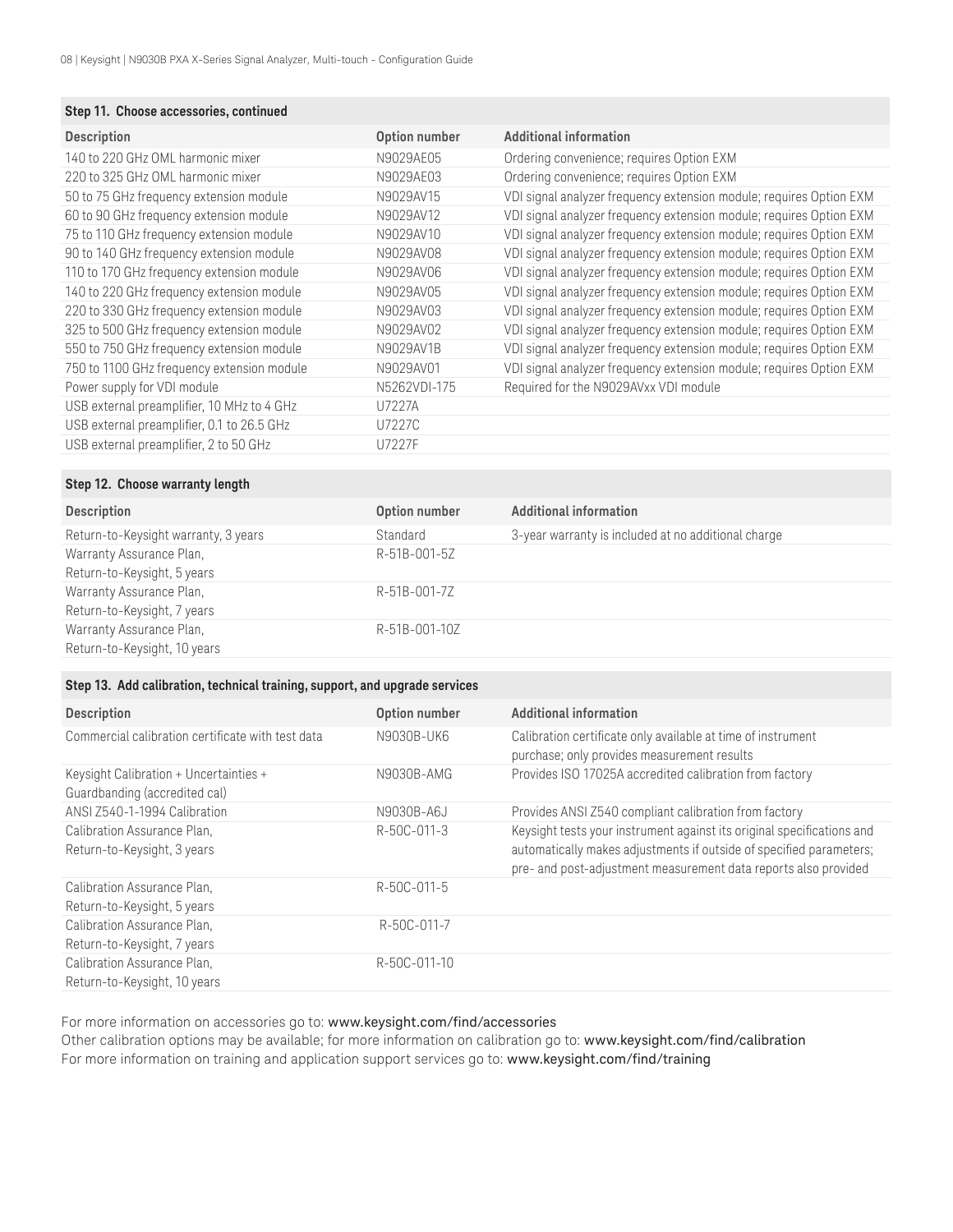### Step 11. Choose accessories, continued

| Description | Option number | Additional information |
|---|---|---|
| 140 to 220 GHz OML harmonic mixer | N9029AE05 | Ordering convenience; requires Option EXM |
| 220 to 325 GHz OML harmonic mixer | N9029AE03 | Ordering convenience; requires Option EXM |
| 50 to 75 GHz frequency extension module | N9029AV15 | VDI signal analyzer frequency extension module; requires Option EXM |
| 60 to 90 GHz frequency extension module | N9029AV12 | VDI signal analyzer frequency extension module; requires Option EXM |
| 75 to 110 GHz frequency extension module | N9029AV10 | VDI signal analyzer frequency extension module; requires Option EXM |
| 90 to 140 GHz frequency extension module | N9029AV08 | VDI signal analyzer frequency extension module; requires Option EXM |
| 110 to 170 GHz frequency extension module | N9029AV06 | VDI signal analyzer frequency extension module; requires Option EXM |
| 140 to 220 GHz frequency extension module | N9029AV05 | VDI signal analyzer frequency extension module; requires Option EXM |
| 220 to 330 GHz frequency extension module | N9029AV03 | VDI signal analyzer frequency extension module; requires Option EXM |
| 325 to 500 GHz frequency extension module | N9029AV02 | VDI signal analyzer frequency extension module; requires Option EXM |
| 550 to 750 GHz frequency extension module | N9029AV1B | VDI signal analyzer frequency extension module; requires Option EXM |
| 750 to 1100 GHz frequency extension module | N9029AV01 | VDI signal analyzer frequency extension module; requires Option EXM |
| Power supply for VDI module | N5262VDI-175 | Required for the N9029AVxx VDI module |
| USB external preamplifier, 10 MHz to 4 GHz | U7227A | |
| USB external preamplifier, 0.1 to 26.5 GHz | U7227C | |
| USB external preamplifier, 2 to 50 GHz | U7227F | |

### Step 12. Choose warranty length

| Description | Option number | Additional information |
|---|---|---|
| Return-to-Keysight warranty, 3 years | Standard | 3-year warranty is included at no additional charge |
| Warranty Assurance Plan, Return-to-Keysight, 5 years | R-51B-001-5Z | |
| Warranty Assurance Plan, Return-to-Keysight, 7 years | R-51B-001-7Z | |
| Warranty Assurance Plan, Return-to-Keysight, 10 years | R-51B-001-10Z | |

### Step 13. Add calibration, technical training, support, and upgrade services

| Description | Option number | Additional information |
|---|---|---|
| Commercial calibration certificate with test data | N9030B-UK6 | Calibration certificate only available at time of instrument purchase; only provides measurement results |
| Keysight Calibration + Uncertainties + Guardbanding (accredited cal) | N9030B-AMG | Provides ISO 17025A accredited calibration from factory |
| ANSI Z540-1-1994 Calibration | N9030B-A6J | Provides ANSI Z540 compliant calibration from factory |
| Calibration Assurance Plan, Return-to-Keysight, 3 years | R-50C-011-3 | Keysight tests your instrument against its original specifications and automatically makes adjustments if outside of specified parameters; pre- and post-adjustment measurement data reports also provided |
| Calibration Assurance Plan, Return-to-Keysight, 5 years | R-50C-011-5 | |
| Calibration Assurance Plan, Return-to-Keysight, 7 years | R-50C-011-7 | |
| Calibration Assurance Plan, Return-to-Keysight, 10 years | R-50C-011-10 | |

For more information on accessories go to: www.keysight.com/find/accessories
Other calibration options may be available; for more information on calibration go to: www.keysight.com/find/calibration
For more information on training and application support services go to: www.keysight.com/find/training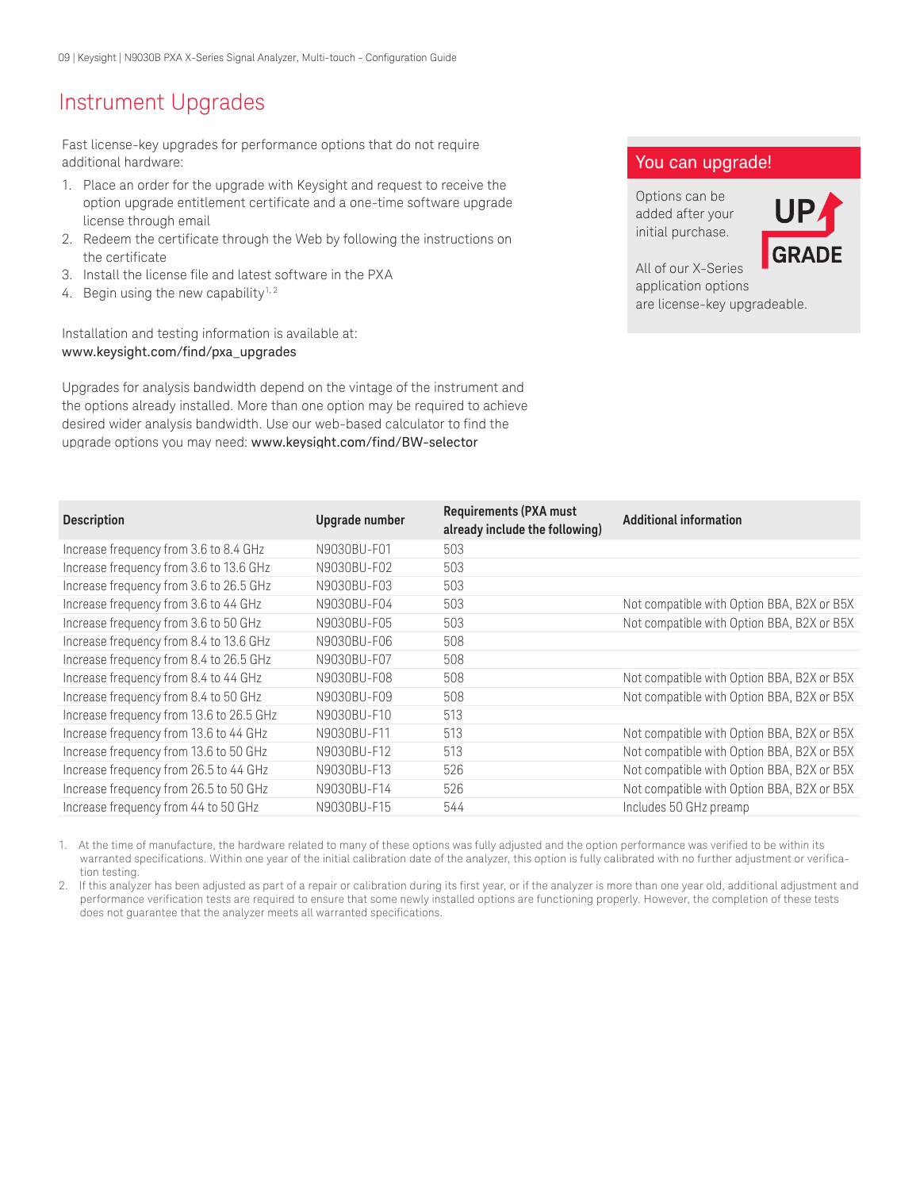# Instrument Upgrades

Fast license-key upgrades for performance options that do not require additional hardware:

1. Place an order for the upgrade with Keysight and request to receive the option upgrade entitlement certificate and a one-time software upgrade license through email
2. Redeem the certificate through the Web by following the instructions on the certificate
3. Install the license file and latest software in the PXA
4. Begin using the new capability[1, 2]

Installation and testing information is available at:
www.keysight.com/find/pxa_upgrades

Upgrades for analysis bandwidth depend on the vintage of the instrument and the options already installed. More than one option may be required to achieve desired wider analysis bandwidth. Use our web-based calculator to find the upgrade options you may need: www.keysight.com/find/BW-selector

## You can upgrade!

Options can be added after your initial purchase.

UP GRADE

All of our X-Series application options are license-key upgradeable.

| Description | Upgrade number | Requirements (PXA must already include the following) | Additional information |
|---|---|---|---|
| Increase frequency from 3.6 to 8.4 GHz | N9030BU-F01 | 503 | |
| Increase frequency from 3.6 to 13.6 GHz | N9030BU-F02 | 503 | |
| Increase frequency from 3.6 to 26.5 GHz | N9030BU-F03 | 503 | |
| Increase frequency from 3.6 to 44 GHz | N9030BU-F04 | 503 | Not compatible with Option BBA, B2X or B5X |
| Increase frequency from 3.6 to 50 GHz | N9030BU-F05 | 503 | Not compatible with Option BBA, B2X or B5X |
| Increase frequency from 8.4 to 13.6 GHz | N9030BU-F06 | 508 | |
| Increase frequency from 8.4 to 26.5 GHz | N9030BU-F07 | 508 | |
| Increase frequency from 8.4 to 44 GHz | N9030BU-F08 | 508 | Not compatible with Option BBA, B2X or B5X |
| Increase frequency from 8.4 to 50 GHz | N9030BU-F09 | 508 | Not compatible with Option BBA, B2X or B5X |
| Increase frequency from 13.6 to 26.5 GHz | N9030BU-F10 | 513 | |
| Increase frequency from 13.6 to 44 GHz | N9030BU-F11 | 513 | Not compatible with Option BBA, B2X or B5X |
| Increase frequency from 13.6 to 50 GHz | N9030BU-F12 | 513 | Not compatible with Option BBA, B2X or B5X |
| Increase frequency from 26.5 to 44 GHz | N9030BU-F13 | 526 | Not compatible with Option BBA, B2X or B5X |
| Increase frequency from 26.5 to 50 GHz | N9030BU-F14 | 526 | Not compatible with Option BBA, B2X or B5X |
| Increase frequency from 44 to 50 GHz | N9030BU-F15 | 544 | Includes 50 GHz preamp |

1. At the time of manufacture, the hardware related to many of these options was fully adjusted and the option performance was verified to be within its warranted specifications. Within one year of the initial calibration date of the analyzer, this option is fully calibrated with no further adjustment or verification testing.
2. If this analyzer has been adjusted as part of a repair or calibration during its first year, or if the analyzer is more than one year old, additional adjustment and performance verification tests are required to ensure that some newly installed options are functioning properly. However, the completion of these tests does not guarantee that the analyzer meets all warranted specifications.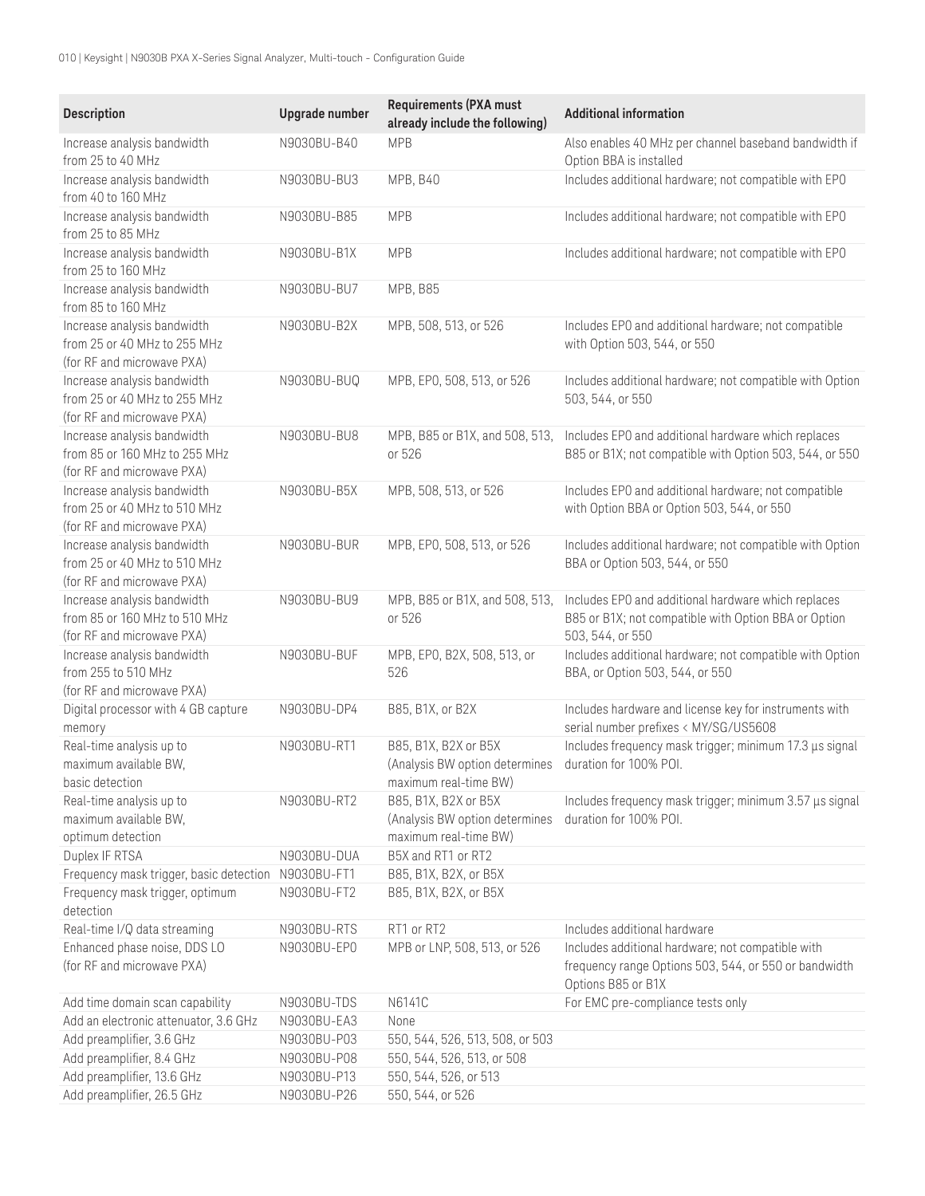| Description | Upgrade number | Requirements (PXA must already include the following) | Additional information |
|---|---|---|---|
| Increase analysis bandwidth from 25 to 40 MHz | N9030BU-B40 | MPB | Also enables 40 MHz per channel baseband bandwidth if Option BBA is installed |
| Increase analysis bandwidth from 40 to 160 MHz | N9030BU-BU3 | MPB, B40 | Includes additional hardware; not compatible with EP0 |
| Increase analysis bandwidth from 25 to 85 MHz | N9030BU-B85 | MPB | Includes additional hardware; not compatible with EP0 |
| Increase analysis bandwidth from 25 to 160 MHz | N9030BU-B1X | MPB | Includes additional hardware; not compatible with EP0 |
| Increase analysis bandwidth from 85 to 160 MHz | N9030BU-BU7 | MPB, B85 | |
| Increase analysis bandwidth from 25 or 40 MHz to 255 MHz (for RF and microwave PXA) | N9030BU-B2X | MPB, 508, 513, or 526 | Includes EP0 and additional hardware; not compatible with Option 503, 544, or 550 |
| Increase analysis bandwidth from 25 or 40 MHz to 255 MHz (for RF and microwave PXA) | N9030BU-BUQ | MPB, EP0, 508, 513, or 526 | Includes additional hardware; not compatible with Option 503, 544, or 550 |
| Increase analysis bandwidth from 85 or 160 MHz to 255 MHz (for RF and microwave PXA) | N9030BU-BU8 | MPB, B85 or B1X, and 508, 513, or 526 | Includes EP0 and additional hardware which replaces B85 or B1X; not compatible with Option 503, 544, or 550 |
| Increase analysis bandwidth from 25 or 40 MHz to 510 MHz (for RF and microwave PXA) | N9030BU-B5X | MPB, 508, 513, or 526 | Includes EP0 and additional hardware; not compatible with Option BBA or Option 503, 544, or 550 |
| Increase analysis bandwidth from 25 or 40 MHz to 510 MHz (for RF and microwave PXA) | N9030BU-BUR | MPB, EP0, 508, 513, or 526 | Includes additional hardware; not compatible with Option BBA or Option 503, 544, or 550 |
| Increase analysis bandwidth from 85 or 160 MHz to 510 MHz (for RF and microwave PXA) | N9030BU-BU9 | MPB, B85 or B1X, and 508, 513, or 526 | Includes EP0 and additional hardware which replaces B85 or B1X; not compatible with Option BBA or Option 503, 544, or 550 |
| Increase analysis bandwidth from 255 to 510 MHz (for RF and microwave PXA) | N9030BU-BUF | MPB, EP0, B2X, 508, 513, or 526 | Includes additional hardware; not compatible with Option BBA, or Option 503, 544, or 550 |
| Digital processor with 4 GB capture memory | N9030BU-DP4 | B85, B1X, or B2X | Includes hardware and license key for instruments with serial number prefixes < MY/SG/US5608 |
| Real-time analysis up to maximum available BW, basic detection | N9030BU-RT1 | B85, B1X, B2X or B5X (Analysis BW option determines maximum real-time BW) | Includes frequency mask trigger; minimum 17.3 µs signal duration for 100% POI. |
| Real-time analysis up to maximum available BW, optimum detection | N9030BU-RT2 | B85, B1X, B2X or B5X (Analysis BW option determines maximum real-time BW) | Includes frequency mask trigger; minimum 3.57 µs signal duration for 100% POI. |
| Duplex IF RTSA | N9030BU-DUA | B5X and RT1 or RT2 | |
| Frequency mask trigger, basic detection | N9030BU-FT1 | B85, B1X, B2X, or B5X | |
| Frequency mask trigger, optimum detection | N9030BU-FT2 | B85, B1X, B2X, or B5X | |
| Real-time I/Q data streaming | N9030BU-RTS | RT1 or RT2 | Includes additional hardware |
| Enhanced phase noise, DDS LO (for RF and microwave PXA) | N9030BU-EP0 | MPB or LNP, 508, 513, or 526 | Includes additional hardware; not compatible with frequency range Options 503, 544, or 550 or bandwidth Options B85 or B1X |
| Add time domain scan capability | N9030BU-TDS | N6141C | For EMC pre-compliance tests only |
| Add an electronic attenuator, 3.6 GHz | N9030BU-EA3 | None | |
| Add preamplifier, 3.6 GHz | N9030BU-P03 | 550, 544, 526, 513, 508, or 503 | |
| Add preamplifier, 8.4 GHz | N9030BU-P08 | 550, 544, 526, 513, or 508 | |
| Add preamplifier, 13.6 GHz | N9030BU-P13 | 550, 544, 526, or 513 | |
| Add preamplifier, 26.5 GHz | N9030BU-P26 | 550, 544, or 526 | |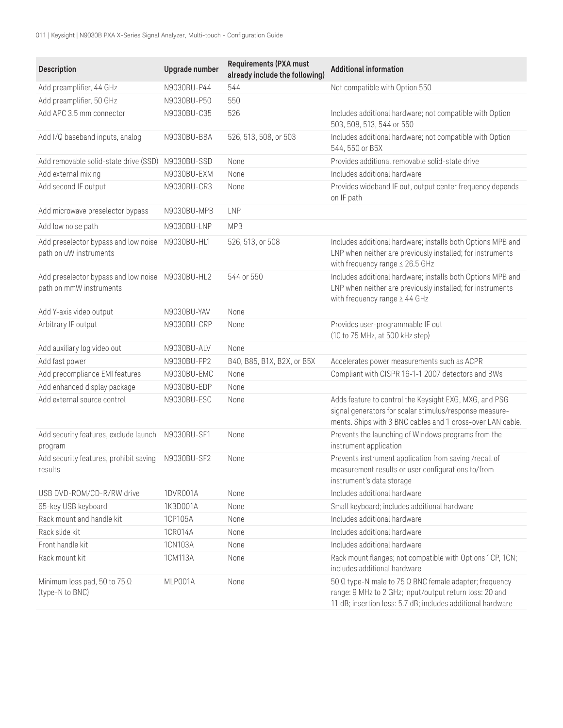| Description | Upgrade number | Requirements (PXA must already include the following) | Additional information |
|---|---|---|---|
| Add preamplifier, 44 GHz | N9030BU-P44 | 544 | Not compatible with Option 550 |
| Add preamplifier, 50 GHz | N9030BU-P50 | 550 | |
| Add APC 3.5 mm connector | N9030BU-C35 | 526 | Includes additional hardware; not compatible with Option 503, 508, 513, 544 or 550 |
| Add I/Q baseband inputs, analog | N9030BU-BBA | 526, 513, 508, or 503 | Includes additional hardware; not compatible with Option 544, 550 or B5X |
| Add removable solid-state drive (SSD) | N9030BU-SSD | None | Provides additional removable solid-state drive |
| Add external mixing | N9030BU-EXM | None | Includes additional hardware |
| Add second IF output | N9030BU-CR3 | None | Provides wideband IF out, output center frequency depends on IF path |
| Add microwave preselector bypass | N9030BU-MPB | LNP | |
| Add low noise path | N9030BU-LNP | MPB | |
| Add preselector bypass and low noise path on uW instruments | N9030BU-HL1 | 526, 513, or 508 | Includes additional hardware; installs both Options MPB and LNP when neither are previously installed; for instruments with frequency range ≤ 26.5 GHz |
| Add preselector bypass and low noise path on mmW instruments | N9030BU-HL2 | 544 or 550 | Includes additional hardware; installs both Options MPB and LNP when neither are previously installed; for instruments with frequency range ≥ 44 GHz |
| Add Y-axis video output | N9030BU-YAV | None | |
| Arbitrary IF output | N9030BU-CRP | None | Provides user-programmable IF out (10 to 75 MHz, at 500 kHz step) |
| Add auxiliary log video out | N9030BU-ALV | None | |
| Add fast power | N9030BU-FP2 | B40, B85, B1X, B2X, or B5X | Accelerates power measurements such as ACPR |
| Add precompliance EMI features | N9030BU-EMC | None | Compliant with CISPR 16-1-1 2007 detectors and BWs |
| Add enhanced display package | N9030BU-EDP | None | |
| Add external source control | N9030BU-ESC | None | Adds feature to control the Keysight EXG, MXG, and PSG signal generators for scalar stimulus/response measurements. Ships with 3 BNC cables and 1 cross-over LAN cable. |
| Add security features, exclude launch program | N9030BU-SF1 | None | Prevents the launching of Windows programs from the instrument application |
| Add security features, prohibit saving results | N9030BU-SF2 | None | Prevents instrument application from saving /recall of measurement results or user configurations to/from instrument's data storage |
| USB DVD-ROM/CD-R/RW drive | 1DVR001A | None | Includes additional hardware |
| 65-key USB keyboard | 1KBD001A | None | Small keyboard; includes additional hardware |
| Rack mount and handle kit | 1CP105A | None | Includes additional hardware |
| Rack slide kit | 1CR014A | None | Includes additional hardware |
| Front handle kit | 1CN103A | None | Includes additional hardware |
| Rack mount kit | 1CM113A | None | Rack mount flanges; not compatible with Options 1CP, 1CN; includes additional hardware |
| Minimum loss pad, 50 to 75 Ω (type-N to BNC) | MLP001A | None | 50 Ω type-N male to 75 Ω BNC female adapter; frequency range: 9 MHz to 2 GHz; input/output return loss: 20 and 11 dB; insertion loss: 5.7 dB; includes additional hardware |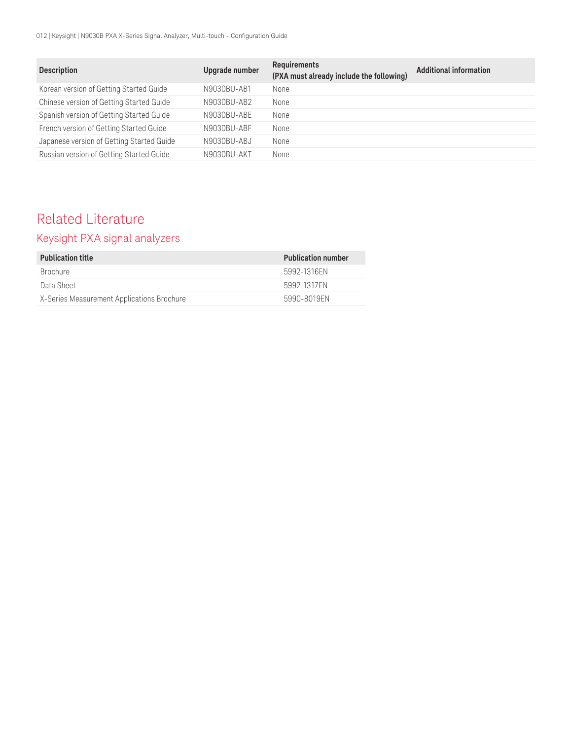| Description | Upgrade number | Requirements (PXA must already include the following) | Additional information |
| --- | --- | --- | --- |
| Korean version of Getting Started Guide | N9030BU-AB1 | None | |
| Chinese version of Getting Started Guide | N9030BU-AB2 | None | |
| Spanish version of Getting Started Guide | N9030BU-ABE | None | |
| French version of Getting Started Guide | N9030BU-ABF | None | |
| Japanese version of Getting Started Guide | N9030BU-ABJ | None | |
| Russian version of Getting Started Guide | N9030BU-AKT | None | |

# Related Literature

## Keysight PXA signal analyzers

| Publication title | Publication number |
| --- | --- |
| Brochure | 5992-1316EN |
| Data Sheet | 5992-1317EN |
| X-Series Measurement Applications Brochure | 5990-8019EN |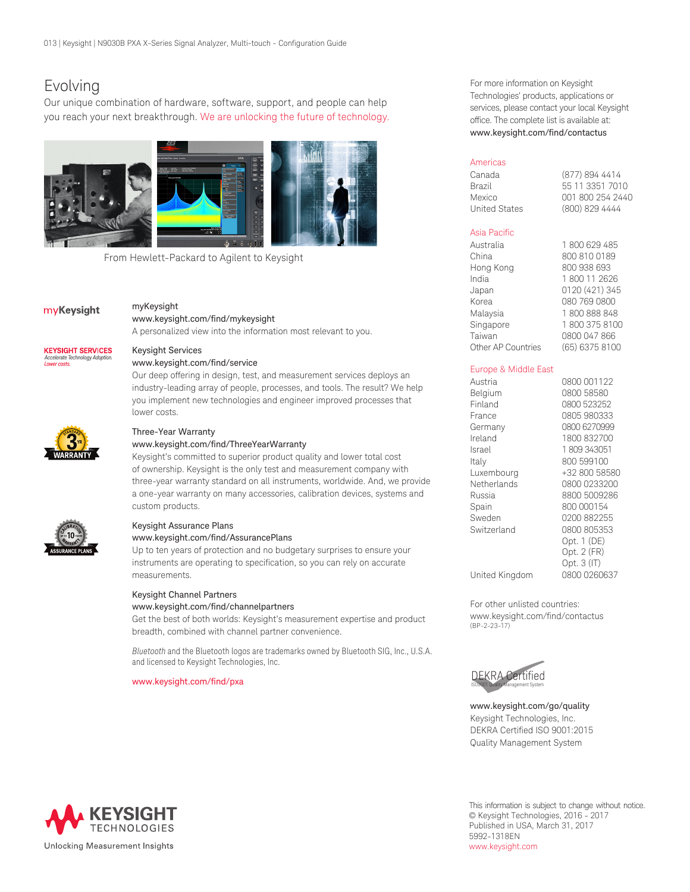# Evolving

Our unique combination of hardware, software, support, and people can help you reach your next breakthrough. We are unlocking the future of technology.

From Hewlett-Packard to Agilent to Keysight

myKeysight
www.keysight.com/find/mykeysight
A personalized view into the information most relevant to you.

Keysight Services
www.keysight.com/find/service
Our deep offering in design, test, and measurement services deploys an industry-leading array of people, processes, and tools. The result? We help you implement new technologies and engineer improved processes that lower costs.

Three-Year Warranty
www.keysight.com/find/ThreeYearWarranty
Keysight's committed to superior product quality and lower total cost of ownership. Keysight is the only test and measurement company with three-year warranty standard on all instruments, worldwide. And, we provide a one-year warranty on many accessories, calibration devices, systems and custom products.

Keysight Assurance Plans
www.keysight.com/find/AssurancePlans
Up to ten years of protection and no budgetary surprises to ensure your instruments are operating to specification, so you can rely on accurate measurements.

Keysight Channel Partners
www.keysight.com/find/channelpartners
Get the best of both worlds: Keysight's measurement expertise and product breadth, combined with channel partner convenience.

*Bluetooth* and the Bluetooth logos are trademarks owned by Bluetooth SIG, Inc., U.S.A. and licensed to Keysight Technologies, Inc.

www.keysight.com/find/pxa

For more information on Keysight Technologies' products, applications or services, please contact your local Keysight office. The complete list is available at:
www.keysight.com/find/contactus

| | |
|---|---|
| **Americas** | |
| Canada | (877) 894 4414 |
| Brazil | 55 11 3351 7010 |
| Mexico | 001 800 254 2440 |
| United States | (800) 829 4444 |
| **Asia Pacific** | |
| Australia | 1 800 629 485 |
| China | 800 810 0189 |
| Hong Kong | 800 938 693 |
| India | 1 800 11 2626 |
| Japan | 0120 (421) 345 |
| Korea | 080 769 0800 |
| Malaysia | 1 800 888 848 |
| Singapore | 1 800 375 8100 |
| Taiwan | 0800 047 866 |
| Other AP Countries | (65) 6375 8100 |
| **Europe & Middle East** | |
| Austria | 0800 001122 |
| Belgium | 0800 58580 |
| Finland | 0800 523252 |
| France | 0805 980333 |
| Germany | 0800 6270999 |
| Ireland | 1800 832700 |
| Israel | 1 809 343051 |
| Italy | 800 599100 |
| Luxembourg | +32 800 58580 |
| Netherlands | 0800 0233200 |
| Russia | 8800 5009286 |
| Spain | 800 000154 |
| Sweden | 0200 882255 |
| Switzerland | 0800 805353 |
| | Opt. 1 (DE) |
| | Opt. 2 (FR) |
| | Opt. 3 (IT) |
| United Kingdom | 0800 0260637 |

For other unlisted countries:
www.keysight.com/find/contactus
(BP-2-23-17)

DEKRA Certified
ISO9001 Quality Management System

www.keysight.com/go/quality
Keysight Technologies, Inc.
DEKRA Certified ISO 9001:2015
Quality Management System

KEYSIGHT TECHNOLOGIES
Unlocking Measurement Insights

This information is subject to change without notice.
© Keysight Technologies, 2016 - 2017
Published in USA, March 31, 2017
5992-1318EN
www.keysight.com